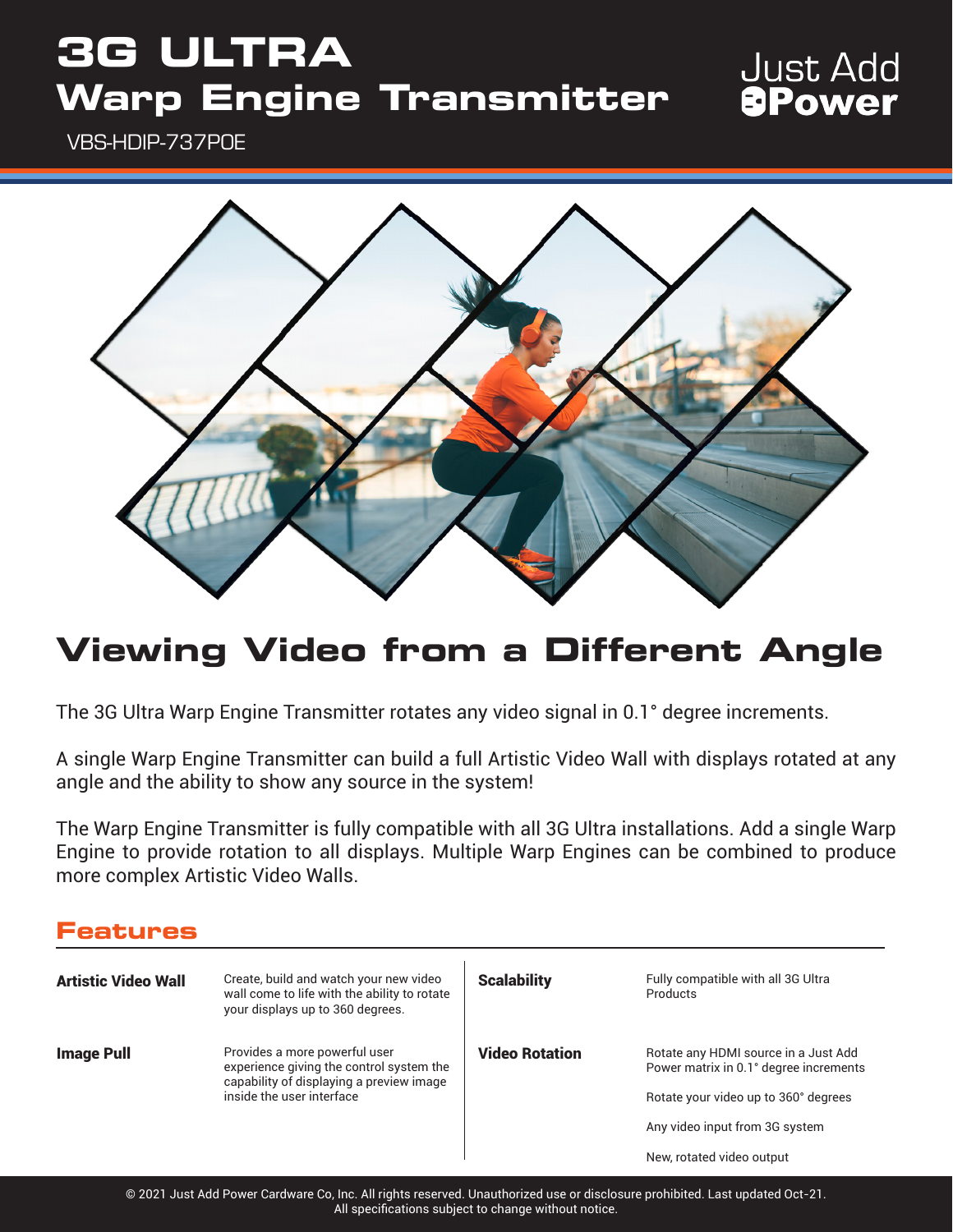# 3G ULTRA Warp Engine Transmitter

Just Add Power

VBS-HDIP-737POE

## Viewing Video from a Different Angle

The 3G Ultra Warp Engine Transmitter rotates any video signal in 0.1° degree increments.

A single Warp Engine Transmitter can build a full Artistic Video Wall with displays rotated at any angle and the ability to show any source in the system!

The Warp Engine Transmitter is fully compatible with all 3G Ultra installations. Add a single Warp Engine to provide rotation to all displays. Multiple Warp Engines can be combined to produce more complex Artistic Video Walls.

## Features

**Artistic Video Wall**

Create, build and watch your new video wall come to life with the ability to rotate your displays up to 360 degrees.

**Image Pull**

Provides a more powerful user experience giving the control system the capability of displaying a preview image inside the user interface

**Scalability**

Fully compatible with all 3G Ultra Products

**Video Rotation**

Rotate any HDMI source in a Just Add Power matrix in 0.1° degree increments

Rotate your video up to 360° degrees

Any video input from 3G system

New, rotated video output

© 2021 Just Add Power Cardware Co, Inc. All rights reserved. Unauthorized use or disclosure prohibited. Last updated Oct-21.
All specifications subject to change without notice.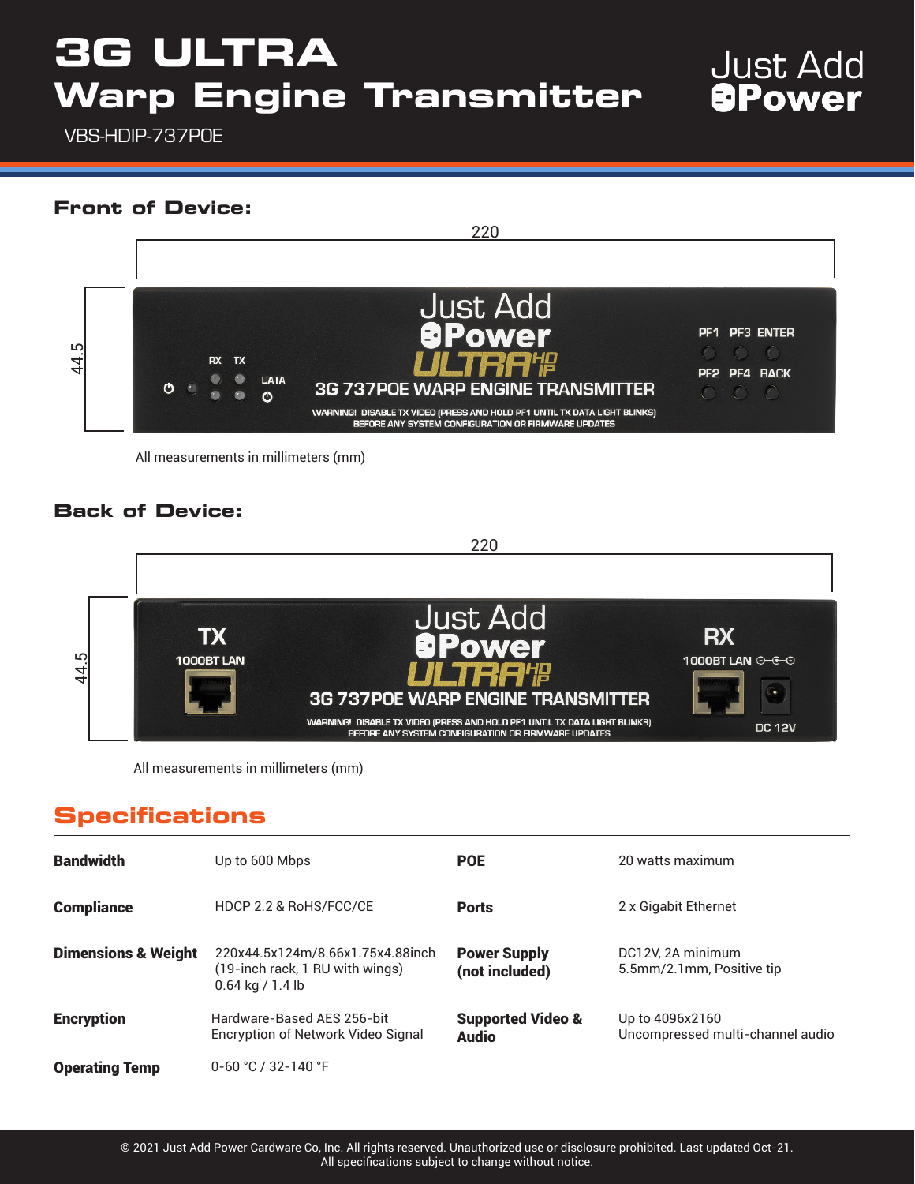# 3G ULTRA Warp Engine Transmitter

VBS-HDIP-737POE

Just Add Power

## Front of Device:

220

44.5

Just Add Power ULTRA HD IP

3G 737POE WARP ENGINE TRANSMITTER

RX TX DATA

PF1 PF3 ENTER

PF2 PF4 BACK

WARNING! DISABLE TX VIDEO (PRESS AND HOLD PF1 UNTIL TX DATA LIGHT BLINKS) BEFORE ANY SYSTEM CONFIGURATION OR FIRMWARE UPDATES

All measurements in millimeters (mm)

## Back of Device:

220

44.5

TX 1000BT LAN

Just Add Power ULTRA HD IP

3G 737POE WARP ENGINE TRANSMITTER

RX 1000BT LAN

DC 12V

WARNING! DISABLE TX VIDEO (PRESS AND HOLD PF1 UNTIL TX DATA LIGHT BLINKS) BEFORE ANY SYSTEM CONFIGURATION OR FIRMWARE UPDATES

All measurements in millimeters (mm)

## Specifications

| | | | |
|---|---|---|---|
| **Bandwidth** | Up to 600 Mbps | **POE** | 20 watts maximum |
| **Compliance** | HDCP 2.2 & RoHS/FCC/CE | **Ports** | 2 x Gigabit Ethernet |
| **Dimensions & Weight** | 220x44.5x124m/8.66x1.75x4.88inch (19-inch rack, 1 RU with wings) 0.64 kg / 1.4 lb | **Power Supply (not included)** | DC12V, 2A minimum 5.5mm/2.1mm, Positive tip |
| **Encryption** | Hardware-Based AES 256-bit Encryption of Network Video Signal | **Supported Video & Audio** | Up to 4096x2160 Uncompressed multi-channel audio |
| **Operating Temp** | 0-60 °C / 32-140 °F | | |

© 2021 Just Add Power Cardware Co, Inc. All rights reserved. Unauthorized use or disclosure prohibited. Last updated Oct-21.
All specifications subject to change without notice.